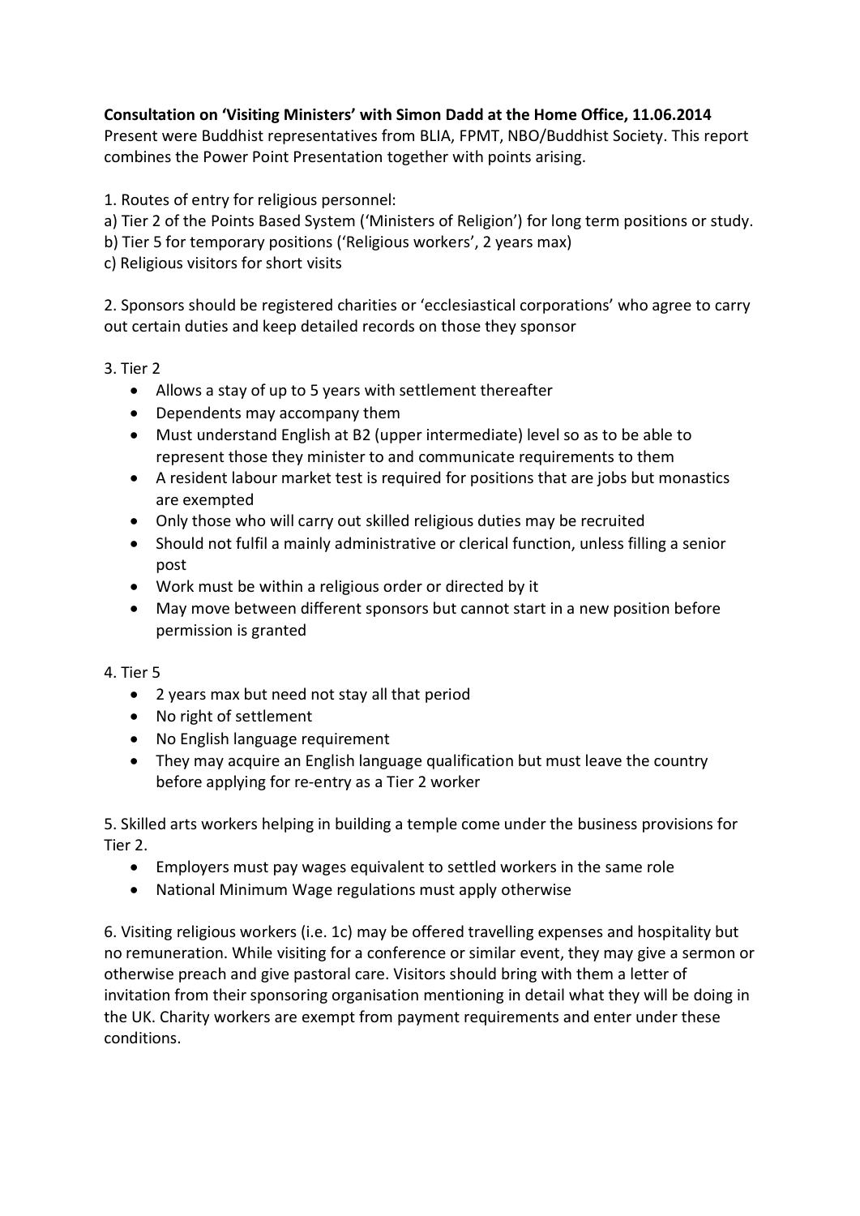**Consultation on 'Visiting Ministers' with Simon Dadd at the Home Office, 11.06.2014**

Present were Buddhist representatives from BLIA, FPMT, NBO/Buddhist Society. This report combines the Power Point Presentation together with points arising.

1. Routes of entry for religious personnel:
a) Tier 2 of the Points Based System ('Ministers of Religion') for long term positions or study.
b) Tier 5 for temporary positions ('Religious workers', 2 years max)
c) Religious visitors for short visits

2. Sponsors should be registered charities or 'ecclesiastical corporations' who agree to carry out certain duties and keep detailed records on those they sponsor

3. Tier 2

- Allows a stay of up to 5 years with settlement thereafter
- Dependents may accompany them
- Must understand English at B2 (upper intermediate) level so as to be able to represent those they minister to and communicate requirements to them
- A resident labour market test is required for positions that are jobs but monastics are exempted
- Only those who will carry out skilled religious duties may be recruited
- Should not fulfil a mainly administrative or clerical function, unless filling a senior post
- Work must be within a religious order or directed by it
- May move between different sponsors but cannot start in a new position before permission is granted

4. Tier 5

- 2 years max but need not stay all that period
- No right of settlement
- No English language requirement
- They may acquire an English language qualification but must leave the country before applying for re-entry as a Tier 2 worker

5. Skilled arts workers helping in building a temple come under the business provisions for Tier 2.

- Employers must pay wages equivalent to settled workers in the same role
- National Minimum Wage regulations must apply otherwise

6. Visiting religious workers (i.e. 1c) may be offered travelling expenses and hospitality but no remuneration. While visiting for a conference or similar event, they may give a sermon or otherwise preach and give pastoral care. Visitors should bring with them a letter of invitation from their sponsoring organisation mentioning in detail what they will be doing in the UK. Charity workers are exempt from payment requirements and enter under these conditions.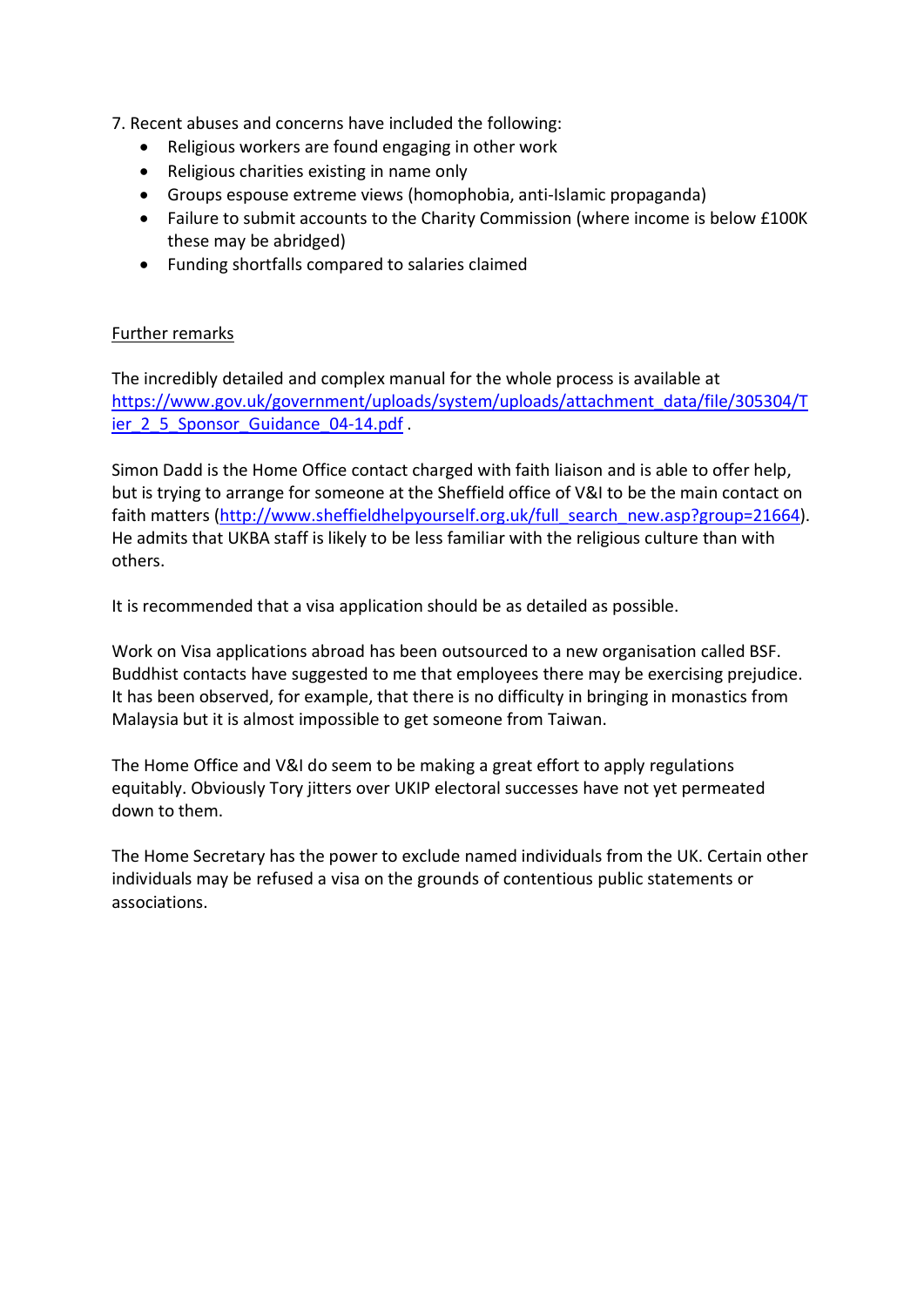7. Recent abuses and concerns have included the following:

- Religious workers are found engaging in other work
- Religious charities existing in name only
- Groups espouse extreme views (homophobia, anti-Islamic propaganda)
- Failure to submit accounts to the Charity Commission (where income is below £100K these may be abridged)
- Funding shortfalls compared to salaries claimed

Further remarks

The incredibly detailed and complex manual for the whole process is available at https://www.gov.uk/government/uploads/system/uploads/attachment_data/file/305304/Tier_2_5_Sponsor_Guidance_04-14.pdf .

Simon Dadd is the Home Office contact charged with faith liaison and is able to offer help, but is trying to arrange for someone at the Sheffield office of V&I to be the main contact on faith matters (http://www.sheffieldhelpyourself.org.uk/full_search_new.asp?group=21664). He admits that UKBA staff is likely to be less familiar with the religious culture than with others.

It is recommended that a visa application should be as detailed as possible.

Work on Visa applications abroad has been outsourced to a new organisation called BSF. Buddhist contacts have suggested to me that employees there may be exercising prejudice. It has been observed, for example, that there is no difficulty in bringing in monastics from Malaysia but it is almost impossible to get someone from Taiwan.

The Home Office and V&I do seem to be making a great effort to apply regulations equitably. Obviously Tory jitters over UKIP electoral successes have not yet permeated down to them.

The Home Secretary has the power to exclude named individuals from the UK. Certain other individuals may be refused a visa on the grounds of contentious public statements or associations.